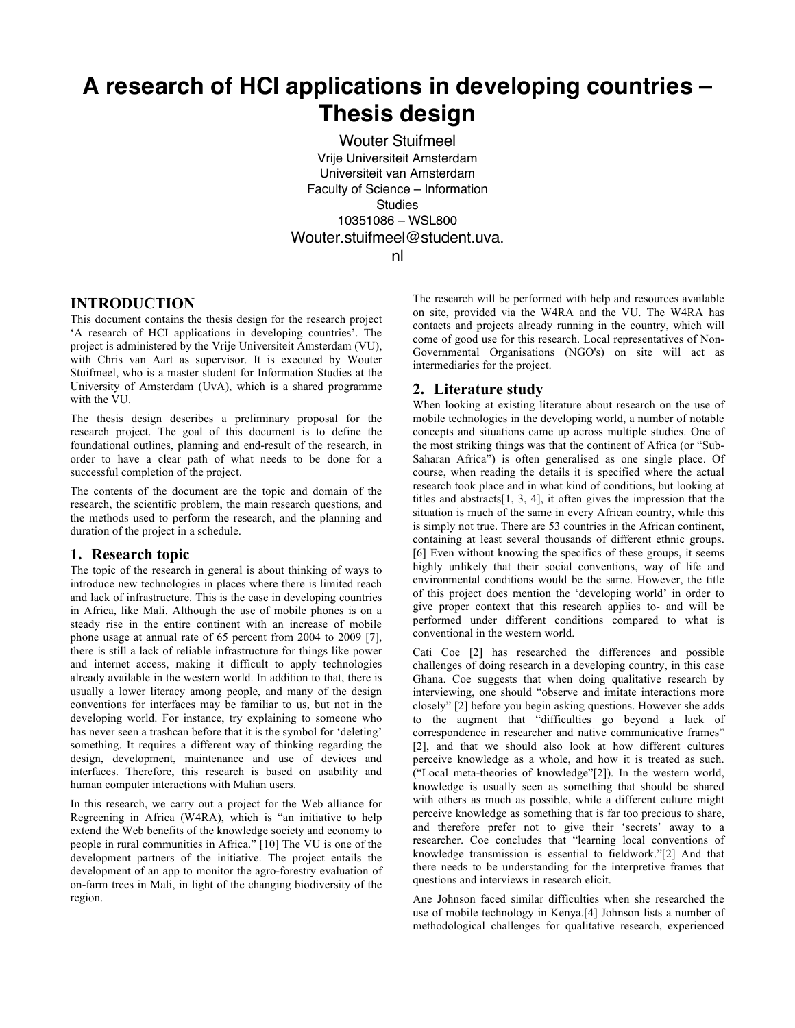# A research of HCI applications in developing countries – Thesis design

Wouter Stuifmeel
Vrije Universiteit Amsterdam
Universiteit van Amsterdam
Faculty of Science – Information Studies
10351086 – WSL800
Wouter.stuifmeel@student.uva.nl

## INTRODUCTION

This document contains the thesis design for the research project 'A research of HCI applications in developing countries'. The project is administered by the Vrije Universiteit Amsterdam (VU), with Chris van Aart as supervisor. It is executed by Wouter Stuifmeel, who is a master student for Information Studies at the University of Amsterdam (UvA), which is a shared programme with the VU.

The thesis design describes a preliminary proposal for the research project. The goal of this document is to define the foundational outlines, planning and end-result of the research, in order to have a clear path of what needs to be done for a successful completion of the project.

The contents of the document are the topic and domain of the research, the scientific problem, the main research questions, and the methods used to perform the research, and the planning and duration of the project in a schedule.

## 1. Research topic

The topic of the research in general is about thinking of ways to introduce new technologies in places where there is limited reach and lack of infrastructure. This is the case in developing countries in Africa, like Mali. Although the use of mobile phones is on a steady rise in the entire continent with an increase of mobile phone usage at annual rate of 65 percent from 2004 to 2009 [7], there is still a lack of reliable infrastructure for things like power and internet access, making it difficult to apply technologies already available in the western world. In addition to that, there is usually a lower literacy among people, and many of the design conventions for interfaces may be familiar to us, but not in the developing world. For instance, try explaining to someone who has never seen a trashcan before that it is the symbol for 'deleting' something. It requires a different way of thinking regarding the design, development, maintenance and use of devices and interfaces. Therefore, this research is based on usability and human computer interactions with Malian users.

In this research, we carry out a project for the Web alliance for Regreening in Africa (W4RA), which is "an initiative to help extend the Web benefits of the knowledge society and economy to people in rural communities in Africa." [10] The VU is one of the development partners of the initiative. The project entails the development of an app to monitor the agro-forestry evaluation of on-farm trees in Mali, in light of the changing biodiversity of the region.

The research will be performed with help and resources available on site, provided via the W4RA and the VU. The W4RA has contacts and projects already running in the country, which will come of good use for this research. Local representatives of Non-Governmental Organisations (NGO's) on site will act as intermediaries for the project.

## 2. Literature study

When looking at existing literature about research on the use of mobile technologies in the developing world, a number of notable concepts and situations came up across multiple studies. One of the most striking things was that the continent of Africa (or "Sub-Saharan Africa") is often generalised as one single place. Of course, when reading the details it is specified where the actual research took place and in what kind of conditions, but looking at titles and abstracts[1, 3, 4], it often gives the impression that the situation is much of the same in every African country, while this is simply not true. There are 53 countries in the African continent, containing at least several thousands of different ethnic groups. [6] Even without knowing the specifics of these groups, it seems highly unlikely that their social conventions, way of life and environmental conditions would be the same. However, the title of this project does mention the 'developing world' in order to give proper context that this research applies to- and will be performed under different conditions compared to what is conventional in the western world.

Cati Coe [2] has researched the differences and possible challenges of doing research in a developing country, in this case Ghana. Coe suggests that when doing qualitative research by interviewing, one should "observe and imitate interactions more closely" [2] before you begin asking questions. However she adds to the augment that "difficulties go beyond a lack of correspondence in researcher and native communicative frames" [2], and that we should also look at how different cultures perceive knowledge as a whole, and how it is treated as such. ("Local meta-theories of knowledge"[2]). In the western world, knowledge is usually seen as something that should be shared with others as much as possible, while a different culture might perceive knowledge as something that is far too precious to share, and therefore prefer not to give their 'secrets' away to a researcher. Coe concludes that "learning local conventions of knowledge transmission is essential to fieldwork."[2] And that there needs to be understanding for the interpretive frames that questions and interviews in research elicit.

Ane Johnson faced similar difficulties when she researched the use of mobile technology in Kenya.[4] Johnson lists a number of methodological challenges for qualitative research, experienced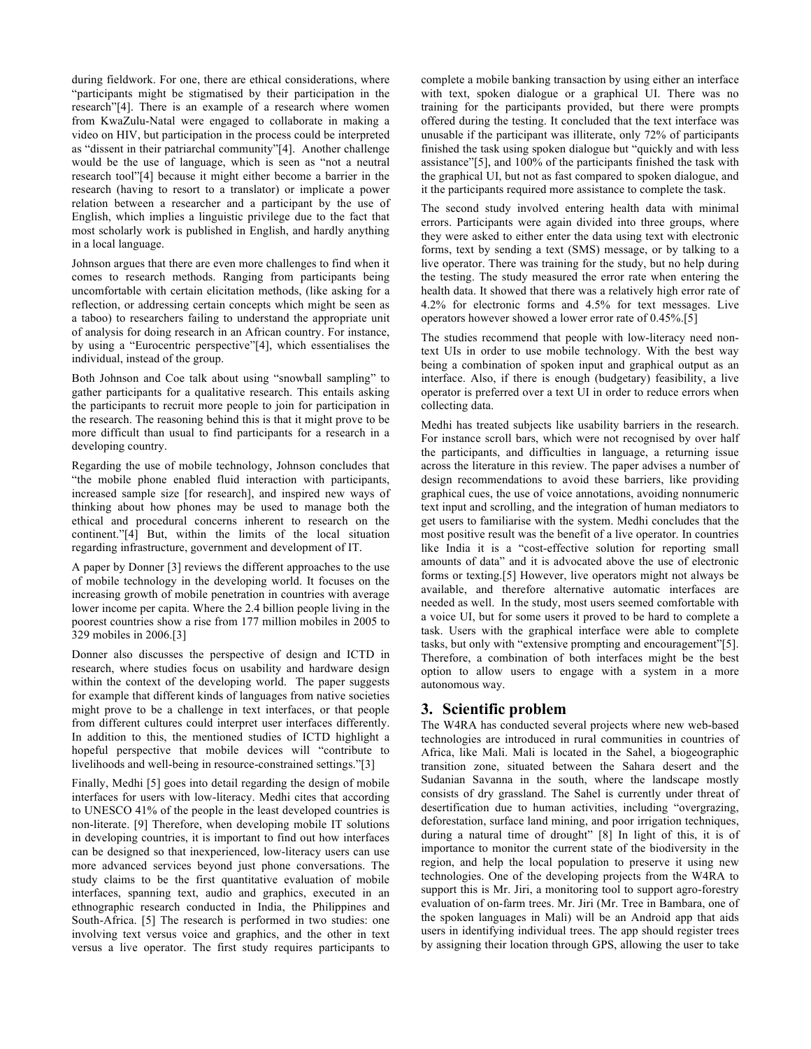during fieldwork. For one, there are ethical considerations, where "participants might be stigmatised by their participation in the research"[4]. There is an example of a research where women from KwaZulu-Natal were engaged to collaborate in making a video on HIV, but participation in the process could be interpreted as "dissent in their patriarchal community"[4]. Another challenge would be the use of language, which is seen as "not a neutral research tool"[4] because it might either become a barrier in the research (having to resort to a translator) or implicate a power relation between a researcher and a participant by the use of English, which implies a linguistic privilege due to the fact that most scholarly work is published in English, and hardly anything in a local language.

Johnson argues that there are even more challenges to find when it comes to research methods. Ranging from participants being uncomfortable with certain elicitation methods, (like asking for a reflection, or addressing certain concepts which might be seen as a taboo) to researchers failing to understand the appropriate unit of analysis for doing research in an African country. For instance, by using a "Eurocentric perspective"[4], which essentialises the individual, instead of the group.

Both Johnson and Coe talk about using "snowball sampling" to gather participants for a qualitative research. This entails asking the participants to recruit more people to join for participation in the research. The reasoning behind this is that it might prove to be more difficult than usual to find participants for a research in a developing country.

Regarding the use of mobile technology, Johnson concludes that "the mobile phone enabled fluid interaction with participants, increased sample size [for research], and inspired new ways of thinking about how phones may be used to manage both the ethical and procedural concerns inherent to research on the continent."[4] But, within the limits of the local situation regarding infrastructure, government and development of IT.

A paper by Donner [3] reviews the different approaches to the use of mobile technology in the developing world. It focuses on the increasing growth of mobile penetration in countries with average lower income per capita. Where the 2.4 billion people living in the poorest countries show a rise from 177 million mobiles in 2005 to 329 mobiles in 2006.[3]

Donner also discusses the perspective of design and ICTD in research, where studies focus on usability and hardware design within the context of the developing world. The paper suggests for example that different kinds of languages from native societies might prove to be a challenge in text interfaces, or that people from different cultures could interpret user interfaces differently. In addition to this, the mentioned studies of ICTD highlight a hopeful perspective that mobile devices will "contribute to livelihoods and well-being in resource-constrained settings."[3]

Finally, Medhi [5] goes into detail regarding the design of mobile interfaces for users with low-literacy. Medhi cites that according to UNESCO 41% of the people in the least developed countries is non-literate. [9] Therefore, when developing mobile IT solutions in developing countries, it is important to find out how interfaces can be designed so that inexperienced, low-literacy users can use more advanced services beyond just phone conversations. The study claims to be the first quantitative evaluation of mobile interfaces, spanning text, audio and graphics, executed in an ethnographic research conducted in India, the Philippines and South-Africa. [5] The research is performed in two studies: one involving text versus voice and graphics, and the other in text versus a live operator. The first study requires participants to complete a mobile banking transaction by using either an interface with text, spoken dialogue or a graphical UI. There was no training for the participants provided, but there were prompts offered during the testing. It concluded that the text interface was unusable if the participant was illiterate, only 72% of participants finished the task using spoken dialogue but "quickly and with less assistance"[5], and 100% of the participants finished the task with the graphical UI, but not as fast compared to spoken dialogue, and it the participants required more assistance to complete the task.

The second study involved entering health data with minimal errors. Participants were again divided into three groups, where they were asked to either enter the data using text with electronic forms, text by sending a text (SMS) message, or by talking to a live operator. There was training for the study, but no help during the testing. The study measured the error rate when entering the health data. It showed that there was a relatively high error rate of 4.2% for electronic forms and 4.5% for text messages. Live operators however showed a lower error rate of 0.45%.[5]

The studies recommend that people with low-literacy need non-text UIs in order to use mobile technology. With the best way being a combination of spoken input and graphical output as an interface. Also, if there is enough (budgetary) feasibility, a live operator is preferred over a text UI in order to reduce errors when collecting data.

Medhi has treated subjects like usability barriers in the research. For instance scroll bars, which were not recognised by over half the participants, and difficulties in language, a returning issue across the literature in this review. The paper advises a number of design recommendations to avoid these barriers, like providing graphical cues, the use of voice annotations, avoiding nonnumeric text input and scrolling, and the integration of human mediators to get users to familiarise with the system. Medhi concludes that the most positive result was the benefit of a live operator. In countries like India it is a "cost-effective solution for reporting small amounts of data" and it is advocated above the use of electronic forms or texting.[5] However, live operators might not always be available, and therefore alternative automatic interfaces are needed as well. In the study, most users seemed comfortable with a voice UI, but for some users it proved to be hard to complete a task. Users with the graphical interface were able to complete tasks, but only with "extensive prompting and encouragement"[5]. Therefore, a combination of both interfaces might be the best option to allow users to engage with a system in a more autonomous way.

## 3. Scientific problem

The W4RA has conducted several projects where new web-based technologies are introduced in rural communities in countries of Africa, like Mali. Mali is located in the Sahel, a biogeographic transition zone, situated between the Sahara desert and the Sudanian Savanna in the south, where the landscape mostly consists of dry grassland. The Sahel is currently under threat of desertification due to human activities, including "overgrazing, deforestation, surface land mining, and poor irrigation techniques, during a natural time of drought" [8] In light of this, it is of importance to monitor the current state of the biodiversity in the region, and help the local population to preserve it using new technologies. One of the developing projects from the W4RA to support this is Mr. Jiri, a monitoring tool to support agro-forestry evaluation of on-farm trees. Mr. Jiri (Mr. Tree in Bambara, one of the spoken languages in Mali) will be an Android app that aids users in identifying individual trees. The app should register trees by assigning their location through GPS, allowing the user to take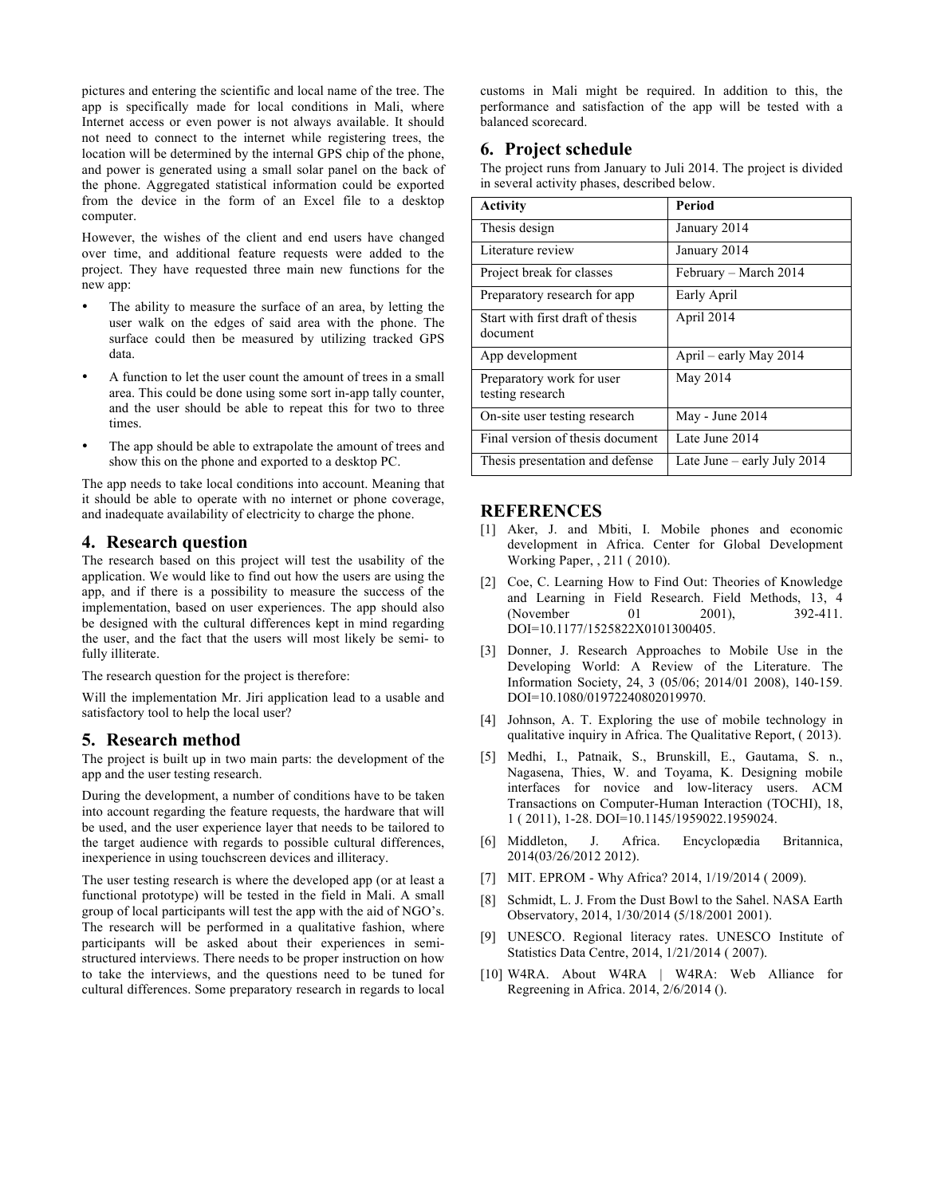pictures and entering the scientific and local name of the tree. The app is specifically made for local conditions in Mali, where Internet access or even power is not always available. It should not need to connect to the internet while registering trees, the location will be determined by the internal GPS chip of the phone, and power is generated using a small solar panel on the back of the phone. Aggregated statistical information could be exported from the device in the form of an Excel file to a desktop computer.

However, the wishes of the client and end users have changed over time, and additional feature requests were added to the project. They have requested three main new functions for the new app:

- The ability to measure the surface of an area, by letting the user walk on the edges of said area with the phone. The surface could then be measured by utilizing tracked GPS data.
- A function to let the user count the amount of trees in a small area. This could be done using some sort in-app tally counter, and the user should be able to repeat this for two to three times.
- The app should be able to extrapolate the amount of trees and show this on the phone and exported to a desktop PC.

The app needs to take local conditions into account. Meaning that it should be able to operate with no internet or phone coverage, and inadequate availability of electricity to charge the phone.

## 4. Research question

The research based on this project will test the usability of the application. We would like to find out how the users are using the app, and if there is a possibility to measure the success of the implementation, based on user experiences. The app should also be designed with the cultural differences kept in mind regarding the user, and the fact that the users will most likely be semi- to fully illiterate.

The research question for the project is therefore:

Will the implementation Mr. Jiri application lead to a usable and satisfactory tool to help the local user?

## 5. Research method

The project is built up in two main parts: the development of the app and the user testing research.

During the development, a number of conditions have to be taken into account regarding the feature requests, the hardware that will be used, and the user experience layer that needs to be tailored to the target audience with regards to possible cultural differences, inexperience in using touchscreen devices and illiteracy.

The user testing research is where the developed app (or at least a functional prototype) will be tested in the field in Mali. A small group of local participants will test the app with the aid of NGO's. The research will be performed in a qualitative fashion, where participants will be asked about their experiences in semi-structured interviews. There needs to be proper instruction on how to take the interviews, and the questions need to be tuned for cultural differences. Some preparatory research in regards to local customs in Mali might be required. In addition to this, the performance and satisfaction of the app will be tested with a balanced scorecard.

## 6. Project schedule

The project runs from January to Juli 2014. The project is divided in several activity phases, described below.

| Activity | Period |
|---|---|
| Thesis design | January 2014 |
| Literature review | January 2014 |
| Project break for classes | February – March 2014 |
| Preparatory research for app | Early April |
| Start with first draft of thesis document | April 2014 |
| App development | April – early May 2014 |
| Preparatory work for user testing research | May 2014 |
| On-site user testing research | May - June 2014 |
| Final version of thesis document | Late June 2014 |
| Thesis presentation and defense | Late June – early July 2014 |

## REFERENCES

[1] Aker, J. and Mbiti, I. Mobile phones and economic development in Africa. Center for Global Development Working Paper, , 211 ( 2010).

[2] Coe, C. Learning How to Find Out: Theories of Knowledge and Learning in Field Research. Field Methods, 13, 4 (November 01 2001), 392-411. DOI=10.1177/1525822X0101300405.

[3] Donner, J. Research Approaches to Mobile Use in the Developing World: A Review of the Literature. The Information Society, 24, 3 (05/06; 2014/01 2008), 140-159. DOI=10.1080/01972240802019970.

[4] Johnson, A. T. Exploring the use of mobile technology in qualitative inquiry in Africa. The Qualitative Report, ( 2013).

[5] Medhi, I., Patnaik, S., Brunskill, E., Gautama, S. n., Nagasena, Thies, W. and Toyama, K. Designing mobile interfaces for novice and low-literacy users. ACM Transactions on Computer-Human Interaction (TOCHI), 18, 1 ( 2011), 1-28. DOI=10.1145/1959022.1959024.

[6] Middleton, J. Africa. Encyclopædia Britannica, 2014(03/26/2012 2012).

[7] MIT. EPROM - Why Africa? 2014, 1/19/2014 ( 2009).

[8] Schmidt, L. J. From the Dust Bowl to the Sahel. NASA Earth Observatory, 2014, 1/30/2014 (5/18/2001 2001).

[9] UNESCO. Regional literacy rates. UNESCO Institute of Statistics Data Centre, 2014, 1/21/2014 ( 2007).

[10] W4RA. About W4RA | W4RA: Web Alliance for Regreening in Africa. 2014, 2/6/2014 ().